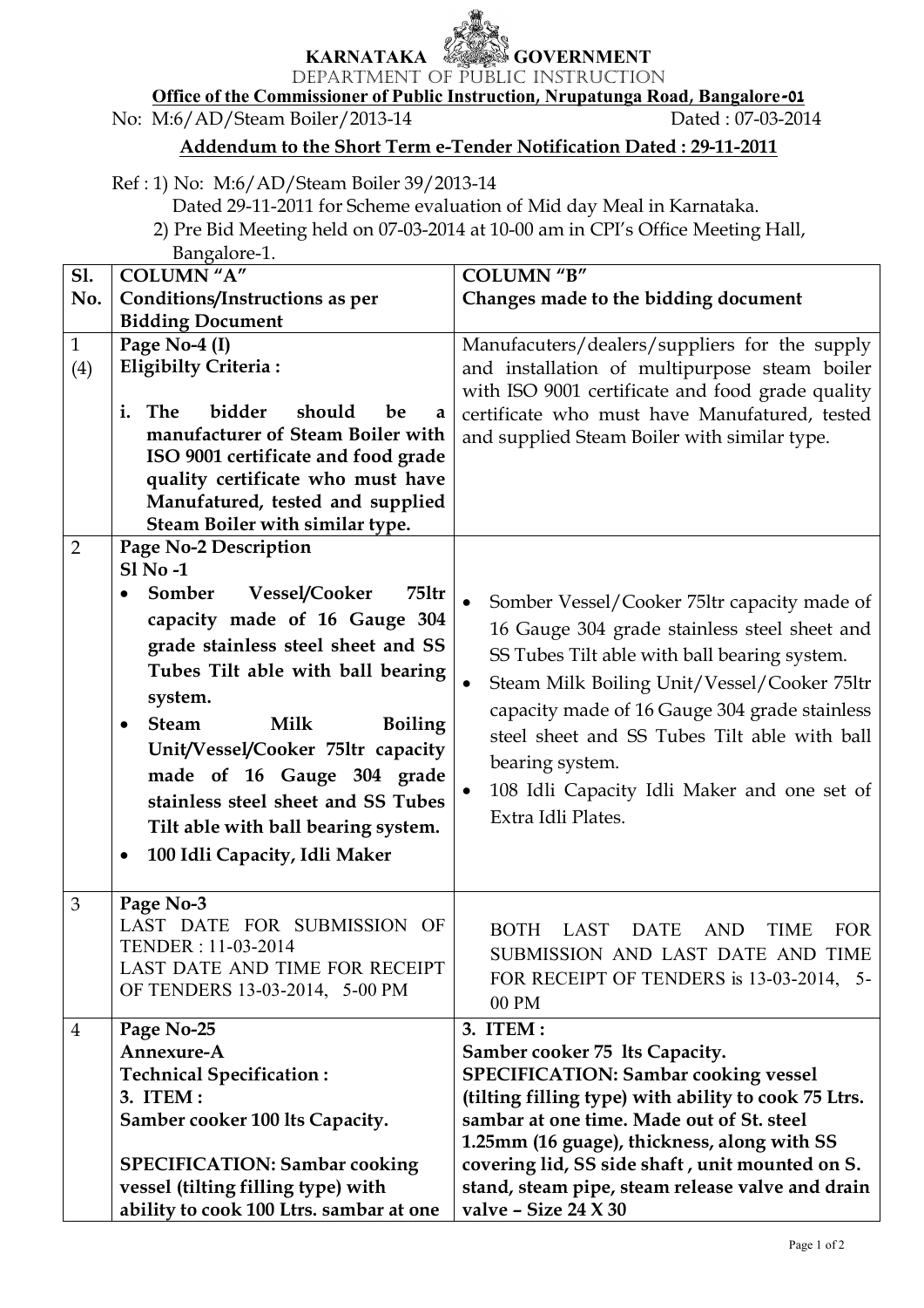**KARNATAKA GOVERNMENT**

DEPARTMENT OF PUBLIC INSTRUCTION

**Office of the Commissioner of Public Instruction, Nrupatunga Road, Bangalore-01**

No: M:6/AD/Steam Boiler/2013-14 Dated : 07-03-2014

**Addendum to the Short Term e-Tender Notification Dated : 29-11-2011**

Ref : 1) No: M:6/AD/Steam Boiler 39/2013-14 Dated 29-11-2011 for Scheme evaluation of Mid day Meal in Karnataka.

2) Pre Bid Meeting held on 07-03-2014 at 10-00 am in CPI's Office Meeting Hall, Bangalore-1.

| Sl. No. | COLUMN "A" Conditions/Instructions as per Bidding Document | COLUMN "B" Changes made to the bidding document |
|---|---|---|
| 1 (4) | **Page No-4 (I)**<br>**Eligibilty Criteria :**<br>**i. The bidder should be a manufacturer of Steam Boiler with ISO 9001 certificate and food grade quality certificate who must have Manufatured, tested and supplied Steam Boiler with similar type.** | Manufacuters/dealers/suppliers for the supply and installation of multipurpose steam boiler with ISO 9001 certificate and food grade quality certificate who must have Manufatured, tested and supplied Steam Boiler with similar type. |
| 2 | **Page No-2 Description**<br>**Sl No -1**<br>• **Somber Vessel/Cooker 75ltr capacity made of 16 Gauge 304 grade stainless steel sheet and SS Tubes Tilt able with ball bearing system.**<br>• **Steam Milk Boiling Unit/Vessel/Cooker 75ltr capacity made of 16 Gauge 304 grade stainless steel sheet and SS Tubes Tilt able with ball bearing system.**<br>• **100 Idli Capacity, Idli Maker** | • Somber Vessel/Cooker 75ltr capacity made of 16 Gauge 304 grade stainless steel sheet and SS Tubes Tilt able with ball bearing system.<br>• Steam Milk Boiling Unit/Vessel/Cooker 75ltr capacity made of 16 Gauge 304 grade stainless steel sheet and SS Tubes Tilt able with ball bearing system.<br>• 108 Idli Capacity Idli Maker and one set of Extra Idli Plates. |
| 3 | **Page No-3**<br>LAST DATE FOR SUBMISSION OF TENDER : 11-03-2014<br>LAST DATE AND TIME FOR RECEIPT OF TENDERS 13-03-2014, 5-00 PM | BOTH LAST DATE AND TIME FOR SUBMISSION AND LAST DATE AND TIME FOR RECEIPT OF TENDERS is 13-03-2014, 5-00 PM |
| 4 | **Page No-25**<br>**Annexure-A**<br>**Technical Specification :**<br>**3. ITEM :**<br>**Samber cooker 100 lts Capacity.**<br>**SPECIFICATION: Sambar cooking vessel (tilting filling type) with ability to cook 100 Ltrs. sambar at one** | **3. ITEM :**<br>**Samber cooker 75 lts Capacity.**<br>**SPECIFICATION: Sambar cooking vessel (tilting filling type) with ability to cook 75 Ltrs. sambar at one time. Made out of St. steel 1.25mm (16 guage), thickness, along with SS covering lid, SS side shaft , unit mounted on S. stand, steam pipe, steam release valve and drain valve – Size 24 X 30** |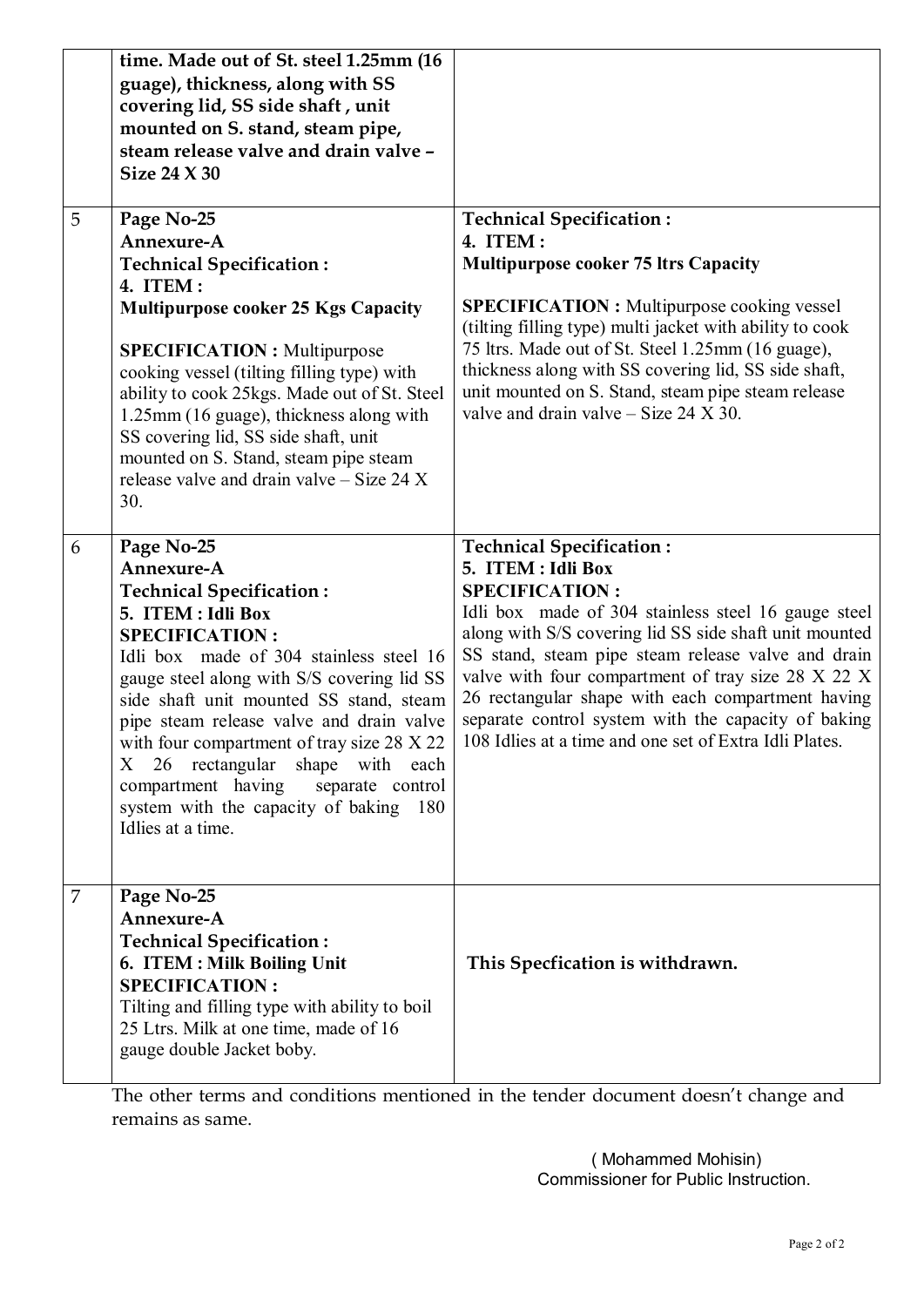| | | |
|---|---|---|
| | **time. Made out of St. steel 1.25mm (16 guage), thickness, along with SS covering lid, SS side shaft , unit mounted on S. stand, steam pipe, steam release valve and drain valve – Size 24 X 30** | |
| 5 | **Page No-25**<br>**Annexure-A**<br>**Technical Specification :**<br>**4. ITEM :**<br>**Multipurpose cooker 25 Kgs Capacity**<br><br>**SPECIFICATION :** Multipurpose cooking vessel (tilting filling type) with ability to cook 25kgs. Made out of St. Steel 1.25mm (16 guage), thickness along with SS covering lid, SS side shaft, unit mounted on S. Stand, steam pipe steam release valve and drain valve – Size 24 X 30. | **Technical Specification :**<br>**4. ITEM :**<br>**Multipurpose cooker 75 ltrs Capacity**<br><br>**SPECIFICATION :** Multipurpose cooking vessel (tilting filling type) multi jacket with ability to cook 75 ltrs. Made out of St. Steel 1.25mm (16 guage), thickness along with SS covering lid, SS side shaft, unit mounted on S. Stand, steam pipe steam release valve and drain valve – Size 24 X 30. |
| 6 | **Page No-25**<br>**Annexure-A**<br>**Technical Specification :**<br>**5. ITEM : Idli Box**<br>**SPECIFICATION :**<br>Idli box made of 304 stainless steel 16 gauge steel along with S/S covering lid SS side shaft unit mounted SS stand, steam pipe steam release valve and drain valve with four compartment of tray size 28 X 22 X 26 rectangular shape with each compartment having separate control system with the capacity of baking 180 Idlies at a time. | **Technical Specification :**<br>**5. ITEM : Idli Box**<br>**SPECIFICATION :**<br>Idli box made of 304 stainless steel 16 gauge steel along with S/S covering lid SS side shaft unit mounted SS stand, steam pipe steam release valve and drain valve with four compartment of tray size 28 X 22 X 26 rectangular shape with each compartment having separate control system with the capacity of baking 108 Idlies at a time and one set of Extra Idli Plates. |
| 7 | **Page No-25**<br>**Annexure-A**<br>**Technical Specification :**<br>**6. ITEM : Milk Boiling Unit**<br>**SPECIFICATION :**<br>Tilting and filling type with ability to boil 25 Ltrs. Milk at one time, made of 16 gauge double Jacket boby. | **This Specfication is withdrawn.** |

The other terms and conditions mentioned in the tender document doesn't change and remains as same.

( Mohammed Mohisin)
Commissioner for Public Instruction.